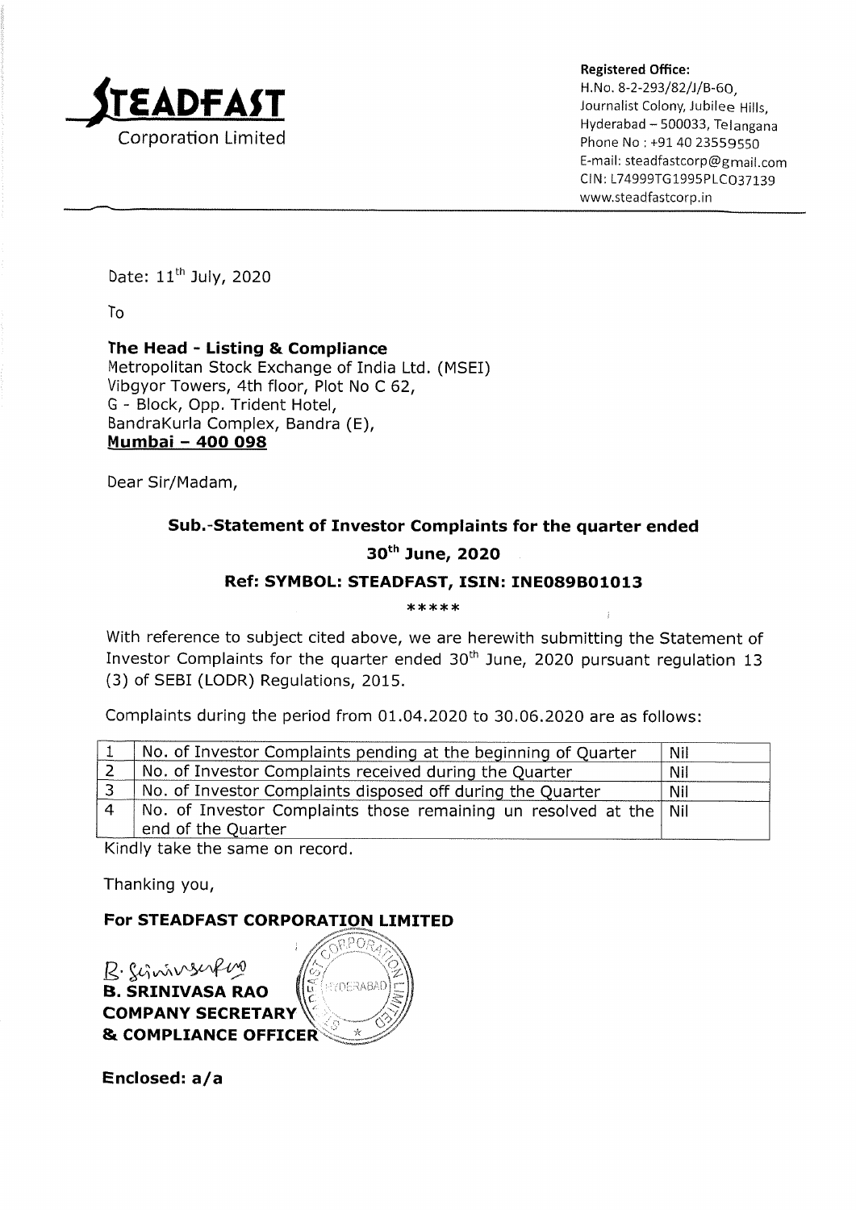**STEADFAST**
Corporation Limited

**Registered Office:**
H.No. 8-2-293/82/J/B-60,
Journalist Colony, Jubilee Hills,
Hyderabad – 500033, Telangana
Phone No : +91 40 23559550
E-mail: steadfastcorp@gmail.com
CIN: L74999TG1995PLC037139
www.steadfastcorp.in

Date: 11th July, 2020

To

**The Head - Listing & Compliance**
Metropolitan Stock Exchange of India Ltd. (MSEI)
Vibgyor Towers, 4th floor, Plot No C 62,
G - Block, Opp. Trident Hotel,
BandraKurla Complex, Bandra (E),
**Mumbai – 400 098**

Dear Sir/Madam,

**Sub.-Statement of Investor Complaints for the quarter ended 30th June, 2020**

**Ref: SYMBOL: STEADFAST, ISIN: INE089B01013**

*****

With reference to subject cited above, we are herewith submitting the Statement of Investor Complaints for the quarter ended 30th June, 2020 pursuant regulation 13 (3) of SEBI (LODR) Regulations, 2015.

Complaints during the period from 01.04.2020 to 30.06.2020 are as follows:

| | | |
|---|---|---|
| 1 | No. of Investor Complaints pending at the beginning of Quarter | Nil |
| 2 | No. of Investor Complaints received during the Quarter | Nil |
| 3 | No. of Investor Complaints disposed off during the Quarter | Nil |
| 4 | No. of Investor Complaints those remaining un resolved at the end of the Quarter | Nil |

Kindly take the same on record.

Thanking you,

**For STEADFAST CORPORATION LIMITED**

B. Srinivasa Rao

**B. SRINIVASA RAO**
**COMPANY SECRETARY**
**& COMPLIANCE OFFICER**

**Enclosed: a/a**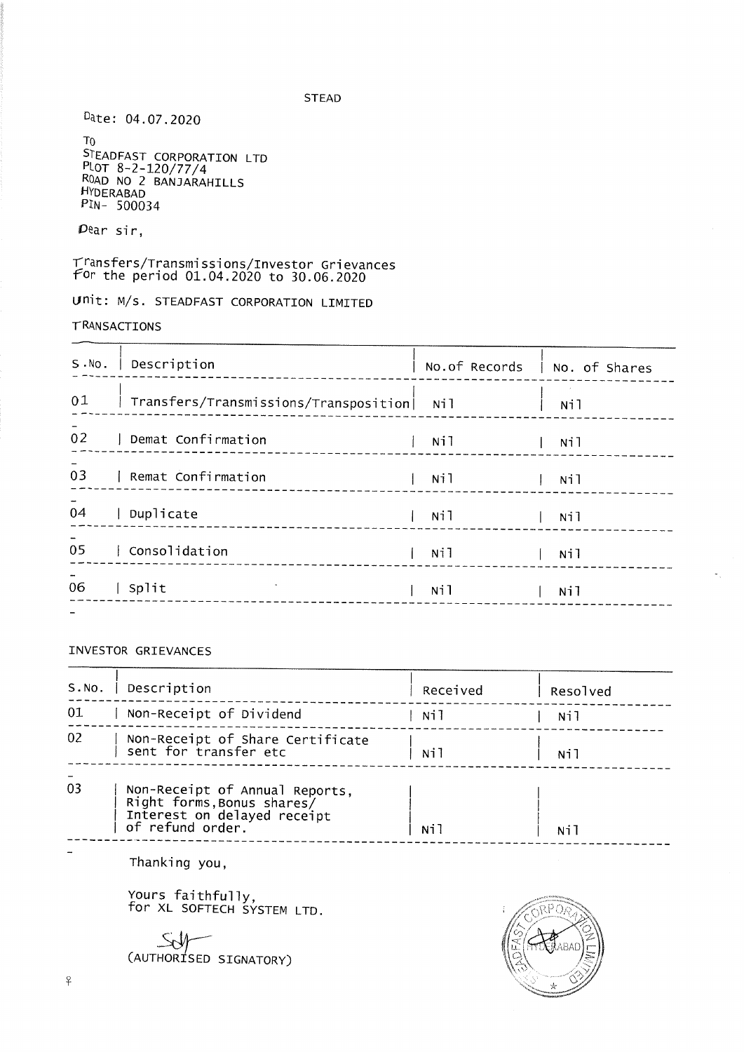STEAD

Date: 04.07.2020

To
STEADFAST CORPORATION LTD
PLOT 8-2-120/77/4
ROAD NO 2 BANJARAHILLS
HYDERABAD
PIN- 500034

Dear sir,

Transfers/Transmissions/Investor Grievances
for the period 01.04.2020 to 30.06.2020

Unit: M/s. STEADFAST CORPORATION LIMITED

TRANSACTIONS

| S.No. | Description | No.of Records | No. of Shares |
|---|---|---|---|
| 01 | Transfers/Transmissions/Transposition | Nil | Nil |
| 02 | Demat Confirmation | Nil | Nil |
| 03 | Remat Confirmation | Nil | Nil |
| 04 | Duplicate | Nil | Nil |
| 05 | Consolidation | Nil | Nil |
| 06 | Split | Nil | Nil |

INVESTOR GRIEVANCES

| S.No. | Description | Received | Resolved |
|---|---|---|---|
| 01 | Non-Receipt of Dividend | Nil | Nil |
| 02 | Non-Receipt of Share Certificate sent for transfer etc | Nil | Nil |
| 03 | Non-Receipt of Annual Reports, Right forms, Bonus shares/ Interest on delayed receipt of refund order. | Nil | Nil |

Thanking you,

Yours faithfully,
for XL SOFTECH SYSTEM LTD.

(AUTHORISED SIGNATORY)